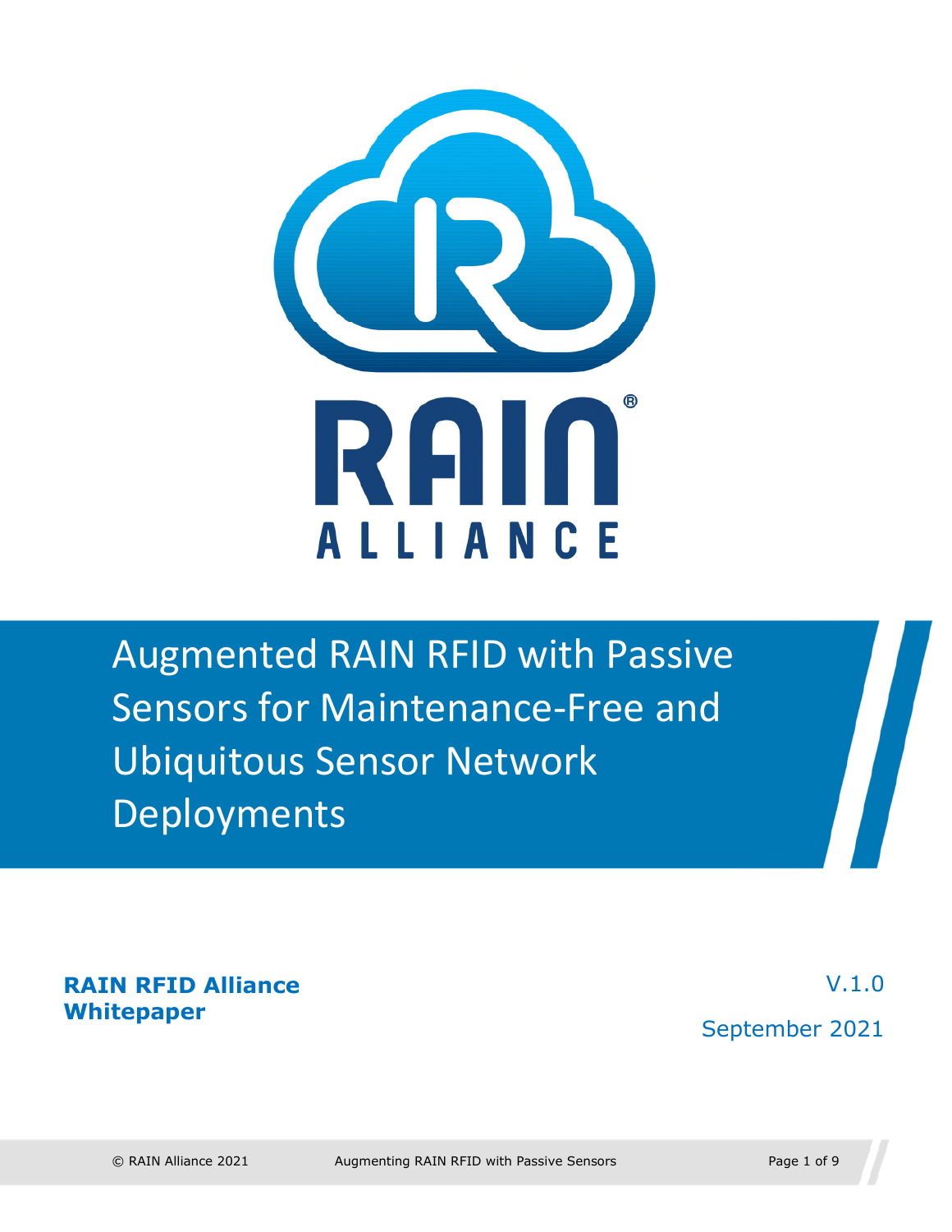RAIN®

ALLIANCE

# Augmented RAIN RFID with Passive Sensors for Maintenance-Free and Ubiquitous Sensor Network Deployments

**RAIN RFID Alliance Whitepaper**

V.1.0

September 2021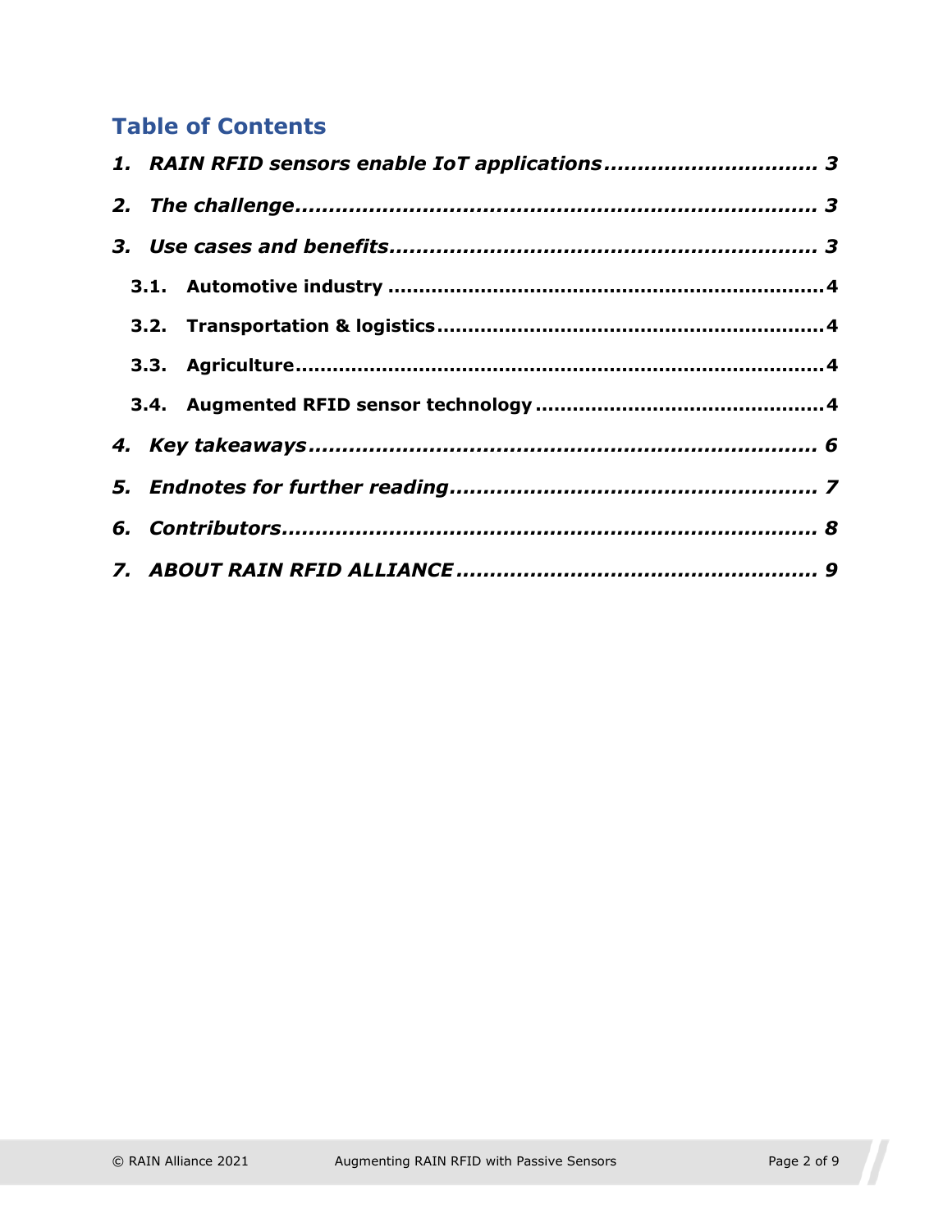## Table of Contents

*1. RAIN RFID sensors enable IoT applications ............................... 3*

*2. The challenge ........................................................................... 3*

*3. Use cases and benefits ............................................................. 3*

**3.1. Automotive industry ...................................................................... 4**

**3.2. Transportation & logistics .............................................................. 4**

**3.3. Agriculture ..................................................................................... 4**

**3.4. Augmented RFID sensor technology ............................................... 4**

*4. Key takeaways ........................................................................... 6*

*5. Endnotes for further reading ..................................................... 7*

*6. Contributors ............................................................................... 8*

*7. ABOUT RAIN RFID ALLIANCE ..................................................... 9*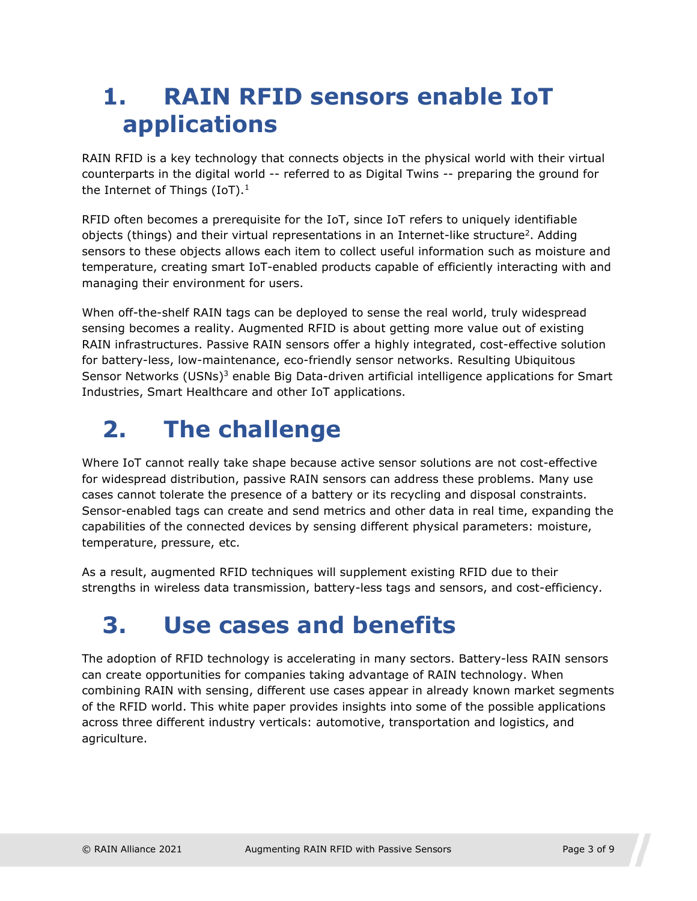# 1. RAIN RFID sensors enable IoT applications

RAIN RFID is a key technology that connects objects in the physical world with their virtual counterparts in the digital world -- referred to as Digital Twins -- preparing the ground for the Internet of Things (IoT).[1]

RFID often becomes a prerequisite for the IoT, since IoT refers to uniquely identifiable objects (things) and their virtual representations in an Internet-like structure[2]. Adding sensors to these objects allows each item to collect useful information such as moisture and temperature, creating smart IoT-enabled products capable of efficiently interacting with and managing their environment for users.

When off-the-shelf RAIN tags can be deployed to sense the real world, truly widespread sensing becomes a reality. Augmented RFID is about getting more value out of existing RAIN infrastructures. Passive RAIN sensors offer a highly integrated, cost-effective solution for battery-less, low-maintenance, eco-friendly sensor networks. Resulting Ubiquitous Sensor Networks (USNs)[3] enable Big Data-driven artificial intelligence applications for Smart Industries, Smart Healthcare and other IoT applications.

# 2. The challenge

Where IoT cannot really take shape because active sensor solutions are not cost-effective for widespread distribution, passive RAIN sensors can address these problems. Many use cases cannot tolerate the presence of a battery or its recycling and disposal constraints. Sensor-enabled tags can create and send metrics and other data in real time, expanding the capabilities of the connected devices by sensing different physical parameters: moisture, temperature, pressure, etc.

As a result, augmented RFID techniques will supplement existing RFID due to their strengths in wireless data transmission, battery-less tags and sensors, and cost-efficiency.

# 3. Use cases and benefits

The adoption of RFID technology is accelerating in many sectors. Battery-less RAIN sensors can create opportunities for companies taking advantage of RAIN technology. When combining RAIN with sensing, different use cases appear in already known market segments of the RFID world. This white paper provides insights into some of the possible applications across three different industry verticals: automotive, transportation and logistics, and agriculture.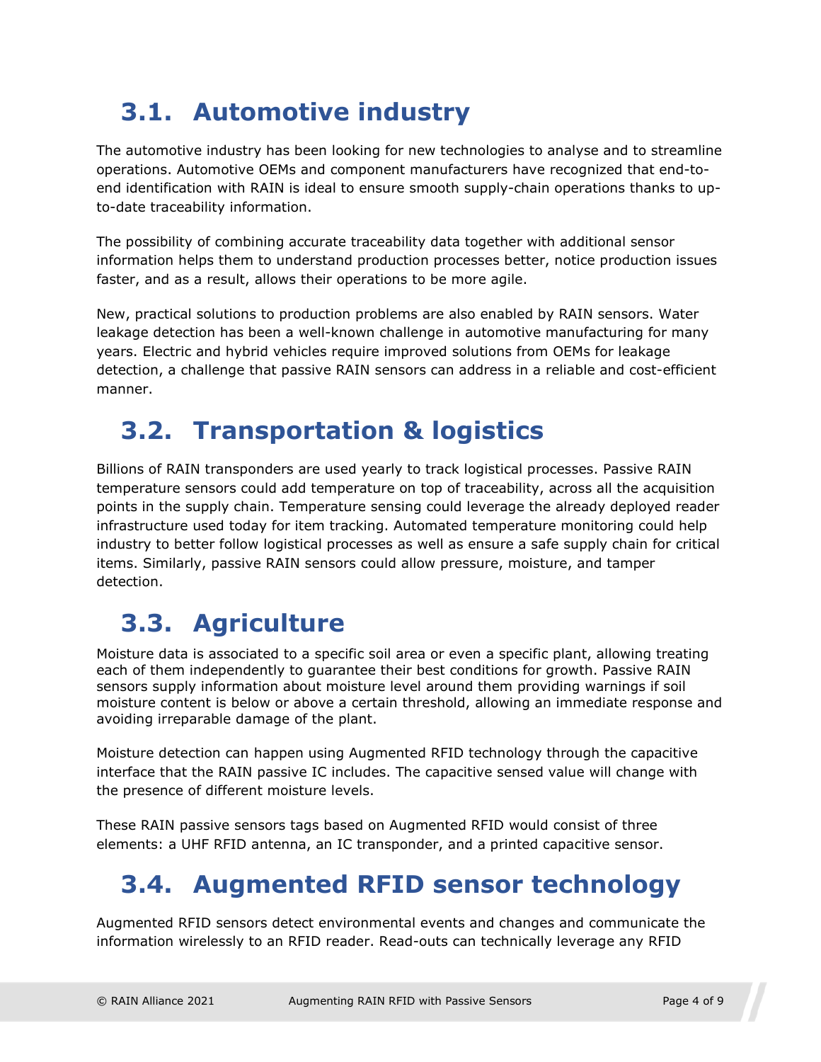## 3.1. Automotive industry

The automotive industry has been looking for new technologies to analyse and to streamline operations. Automotive OEMs and component manufacturers have recognized that end-to-end identification with RAIN is ideal to ensure smooth supply-chain operations thanks to up-to-date traceability information.

The possibility of combining accurate traceability data together with additional sensor information helps them to understand production processes better, notice production issues faster, and as a result, allows their operations to be more agile.

New, practical solutions to production problems are also enabled by RAIN sensors. Water leakage detection has been a well-known challenge in automotive manufacturing for many years. Electric and hybrid vehicles require improved solutions from OEMs for leakage detection, a challenge that passive RAIN sensors can address in a reliable and cost-efficient manner.

## 3.2. Transportation & logistics

Billions of RAIN transponders are used yearly to track logistical processes. Passive RAIN temperature sensors could add temperature on top of traceability, across all the acquisition points in the supply chain. Temperature sensing could leverage the already deployed reader infrastructure used today for item tracking. Automated temperature monitoring could help industry to better follow logistical processes as well as ensure a safe supply chain for critical items. Similarly, passive RAIN sensors could allow pressure, moisture, and tamper detection.

## 3.3. Agriculture

Moisture data is associated to a specific soil area or even a specific plant, allowing treating each of them independently to guarantee their best conditions for growth. Passive RAIN sensors supply information about moisture level around them providing warnings if soil moisture content is below or above a certain threshold, allowing an immediate response and avoiding irreparable damage of the plant.

Moisture detection can happen using Augmented RFID technology through the capacitive interface that the RAIN passive IC includes. The capacitive sensed value will change with the presence of different moisture levels.

These RAIN passive sensors tags based on Augmented RFID would consist of three elements: a UHF RFID antenna, an IC transponder, and a printed capacitive sensor.

## 3.4. Augmented RFID sensor technology

Augmented RFID sensors detect environmental events and changes and communicate the information wirelessly to an RFID reader. Read-outs can technically leverage any RFID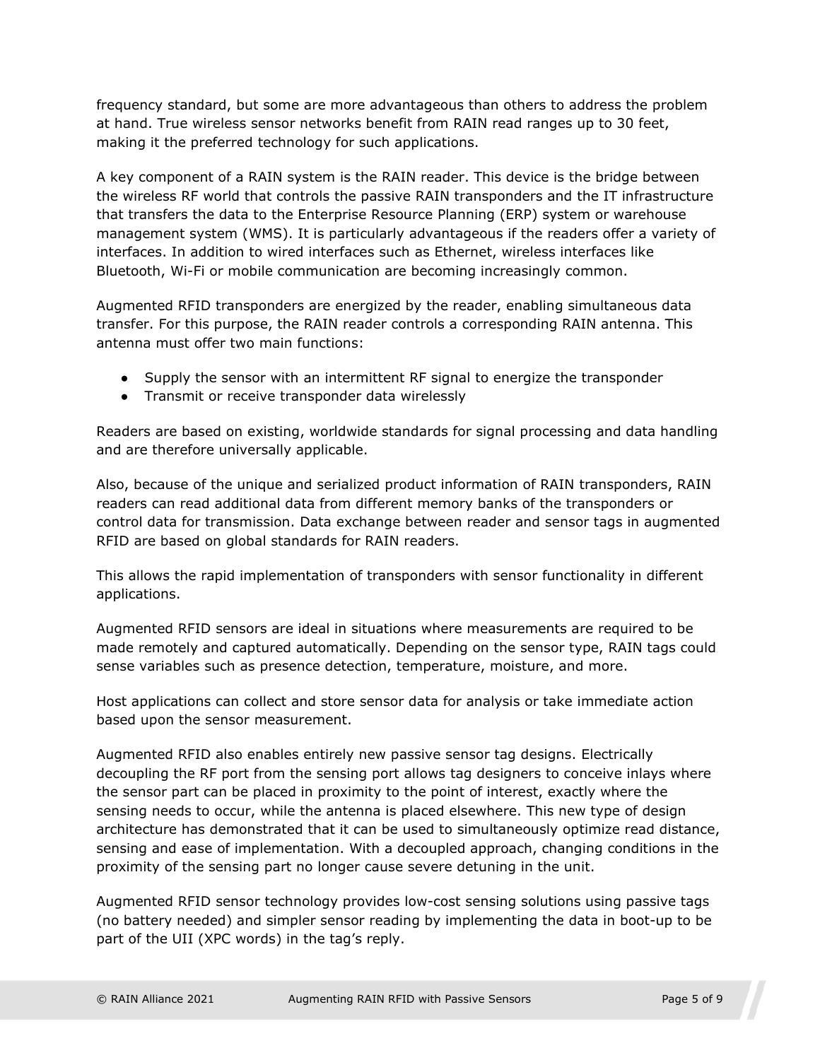frequency standard, but some are more advantageous than others to address the problem at hand. True wireless sensor networks benefit from RAIN read ranges up to 30 feet, making it the preferred technology for such applications.

A key component of a RAIN system is the RAIN reader. This device is the bridge between the wireless RF world that controls the passive RAIN transponders and the IT infrastructure that transfers the data to the Enterprise Resource Planning (ERP) system or warehouse management system (WMS). It is particularly advantageous if the readers offer a variety of interfaces. In addition to wired interfaces such as Ethernet, wireless interfaces like Bluetooth, Wi-Fi or mobile communication are becoming increasingly common.

Augmented RFID transponders are energized by the reader, enabling simultaneous data transfer. For this purpose, the RAIN reader controls a corresponding RAIN antenna. This antenna must offer two main functions:

- Supply the sensor with an intermittent RF signal to energize the transponder
- Transmit or receive transponder data wirelessly

Readers are based on existing, worldwide standards for signal processing and data handling and are therefore universally applicable.

Also, because of the unique and serialized product information of RAIN transponders, RAIN readers can read additional data from different memory banks of the transponders or control data for transmission. Data exchange between reader and sensor tags in augmented RFID are based on global standards for RAIN readers.

This allows the rapid implementation of transponders with sensor functionality in different applications.

Augmented RFID sensors are ideal in situations where measurements are required to be made remotely and captured automatically. Depending on the sensor type, RAIN tags could sense variables such as presence detection, temperature, moisture, and more.

Host applications can collect and store sensor data for analysis or take immediate action based upon the sensor measurement.

Augmented RFID also enables entirely new passive sensor tag designs. Electrically decoupling the RF port from the sensing port allows tag designers to conceive inlays where the sensor part can be placed in proximity to the point of interest, exactly where the sensing needs to occur, while the antenna is placed elsewhere. This new type of design architecture has demonstrated that it can be used to simultaneously optimize read distance, sensing and ease of implementation. With a decoupled approach, changing conditions in the proximity of the sensing part no longer cause severe detuning in the unit.

Augmented RFID sensor technology provides low-cost sensing solutions using passive tags (no battery needed) and simpler sensor reading by implementing the data in boot-up to be part of the UII (XPC words) in the tag's reply.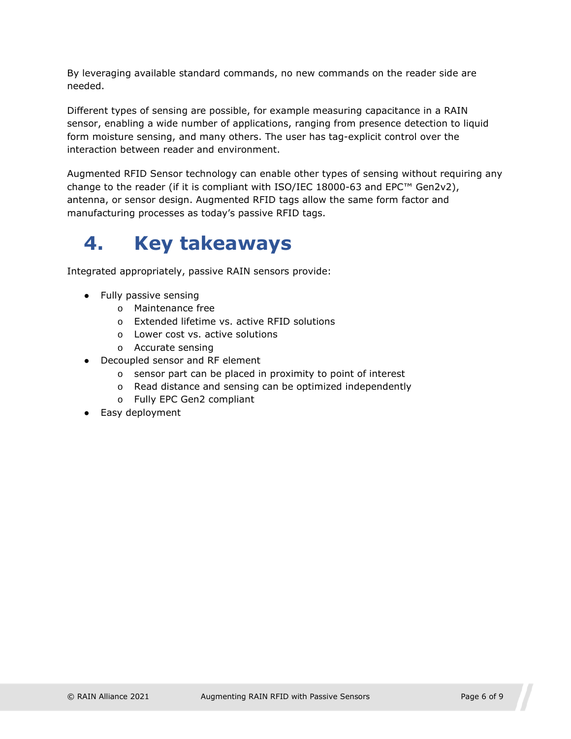By leveraging available standard commands, no new commands on the reader side are needed.

Different types of sensing are possible, for example measuring capacitance in a RAIN sensor, enabling a wide number of applications, ranging from presence detection to liquid form moisture sensing, and many others. The user has tag-explicit control over the interaction between reader and environment.

Augmented RFID Sensor technology can enable other types of sensing without requiring any change to the reader (if it is compliant with ISO/IEC 18000-63 and EPC™ Gen2v2), antenna, or sensor design. Augmented RFID tags allow the same form factor and manufacturing processes as today's passive RFID tags.

# 4. Key takeaways

Integrated appropriately, passive RAIN sensors provide:

- Fully passive sensing
  - Maintenance free
  - Extended lifetime vs. active RFID solutions
  - Lower cost vs. active solutions
  - Accurate sensing
- Decoupled sensor and RF element
  - sensor part can be placed in proximity to point of interest
  - Read distance and sensing can be optimized independently
  - Fully EPC Gen2 compliant
- Easy deployment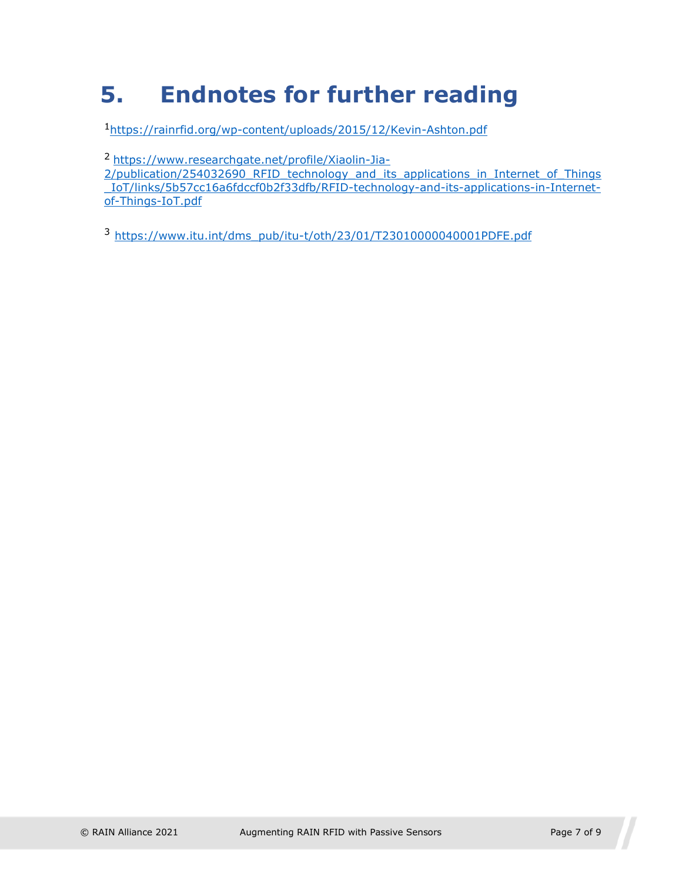# 5. Endnotes for further reading

[1]https://rainrfid.org/wp-content/uploads/2015/12/Kevin-Ashton.pdf

[2] https://www.researchgate.net/profile/Xiaolin-Jia-2/publication/254032690_RFID_technology_and_its_applications_in_Internet_of_Things_IoT/links/5b57cc16a6fdccf0b2f33dfb/RFID-technology-and-its-applications-in-Internet-of-Things-IoT.pdf

[3] https://www.itu.int/dms_pub/itu-t/oth/23/01/T23010000040001PDFE.pdf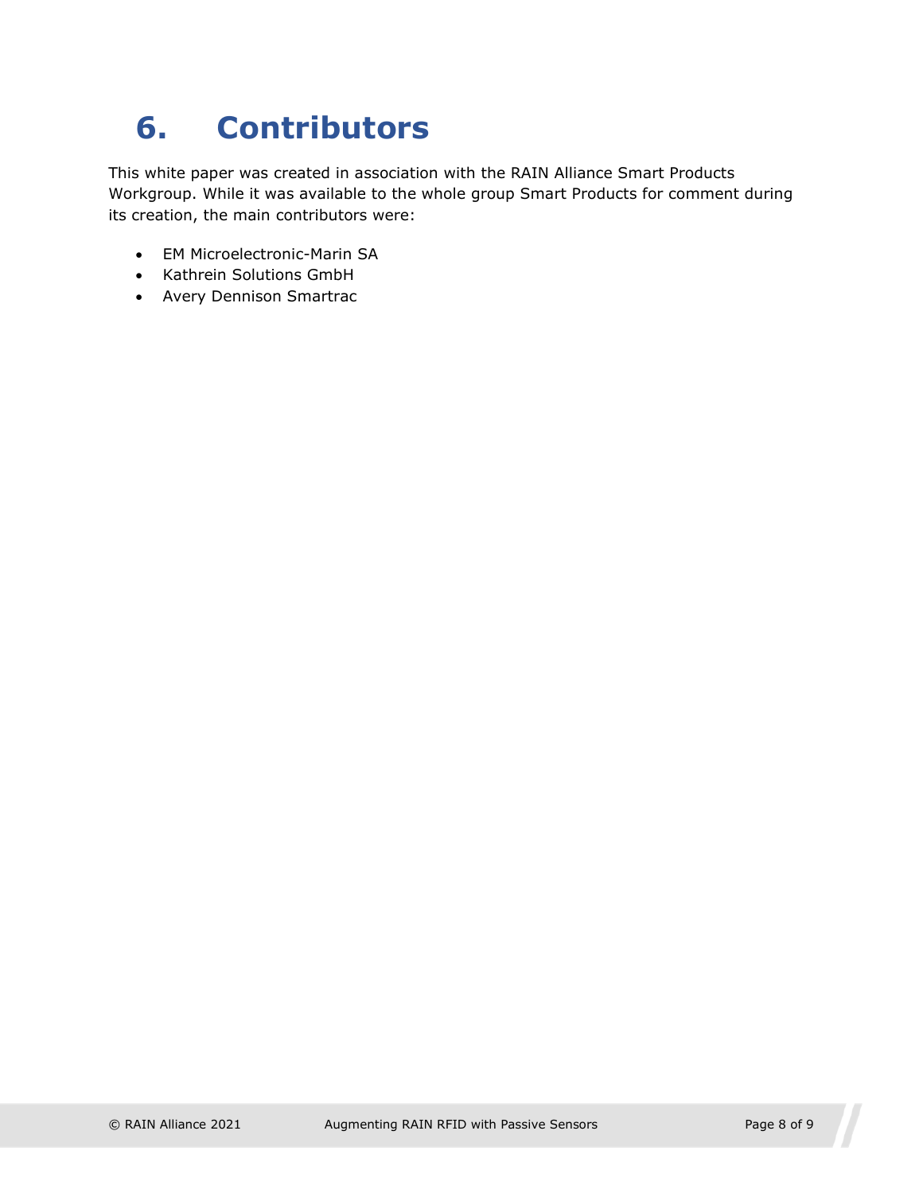# 6. Contributors

This white paper was created in association with the RAIN Alliance Smart Products Workgroup. While it was available to the whole group Smart Products for comment during its creation, the main contributors were:

- EM Microelectronic-Marin SA
- Kathrein Solutions GmbH
- Avery Dennison Smartrac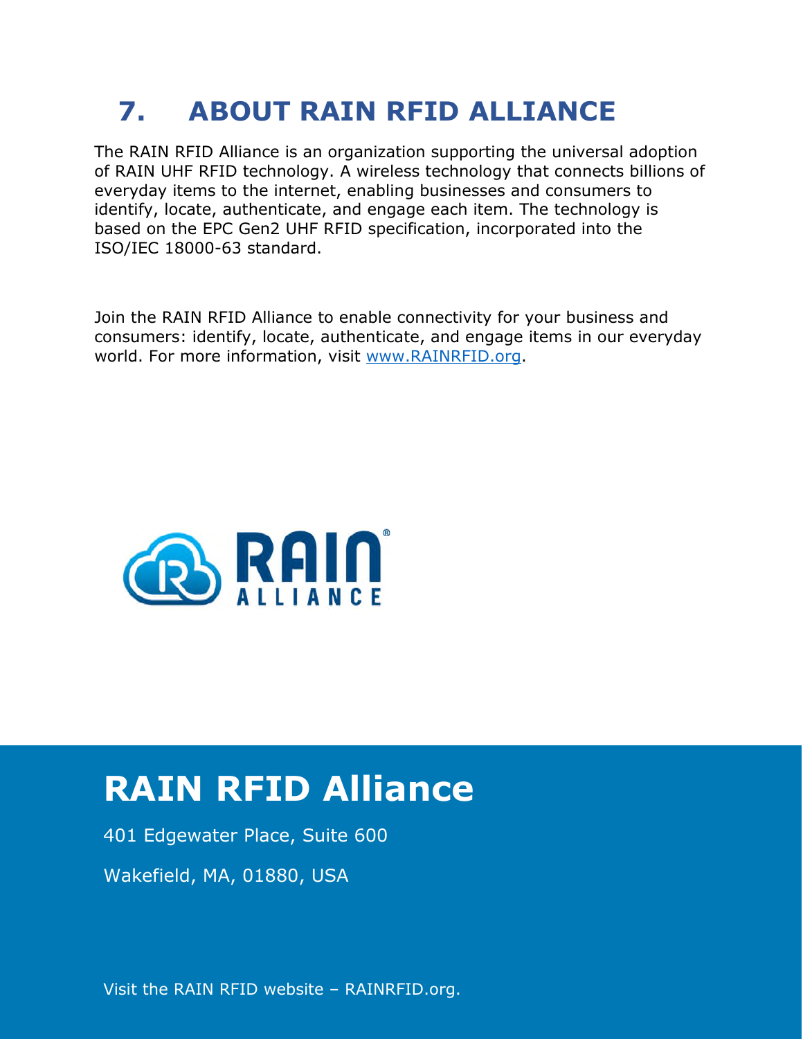# 7. ABOUT RAIN RFID ALLIANCE

The RAIN RFID Alliance is an organization supporting the universal adoption of RAIN UHF RFID technology. A wireless technology that connects billions of everyday items to the internet, enabling businesses and consumers to identify, locate, authenticate, and engage each item. The technology is based on the EPC Gen2 UHF RFID specification, incorporated into the ISO/IEC 18000-63 standard.

Join the RAIN RFID Alliance to enable connectivity for your business and consumers: identify, locate, authenticate, and engage items in our everyday world. For more information, visit [www.RAINRFID.org](http://www.RAINRFID.org).

# RAIN RFID Alliance

401 Edgewater Place, Suite 600

Wakefield, MA, 01880, USA

Visit the RAIN RFID website – RAINRFID.org.